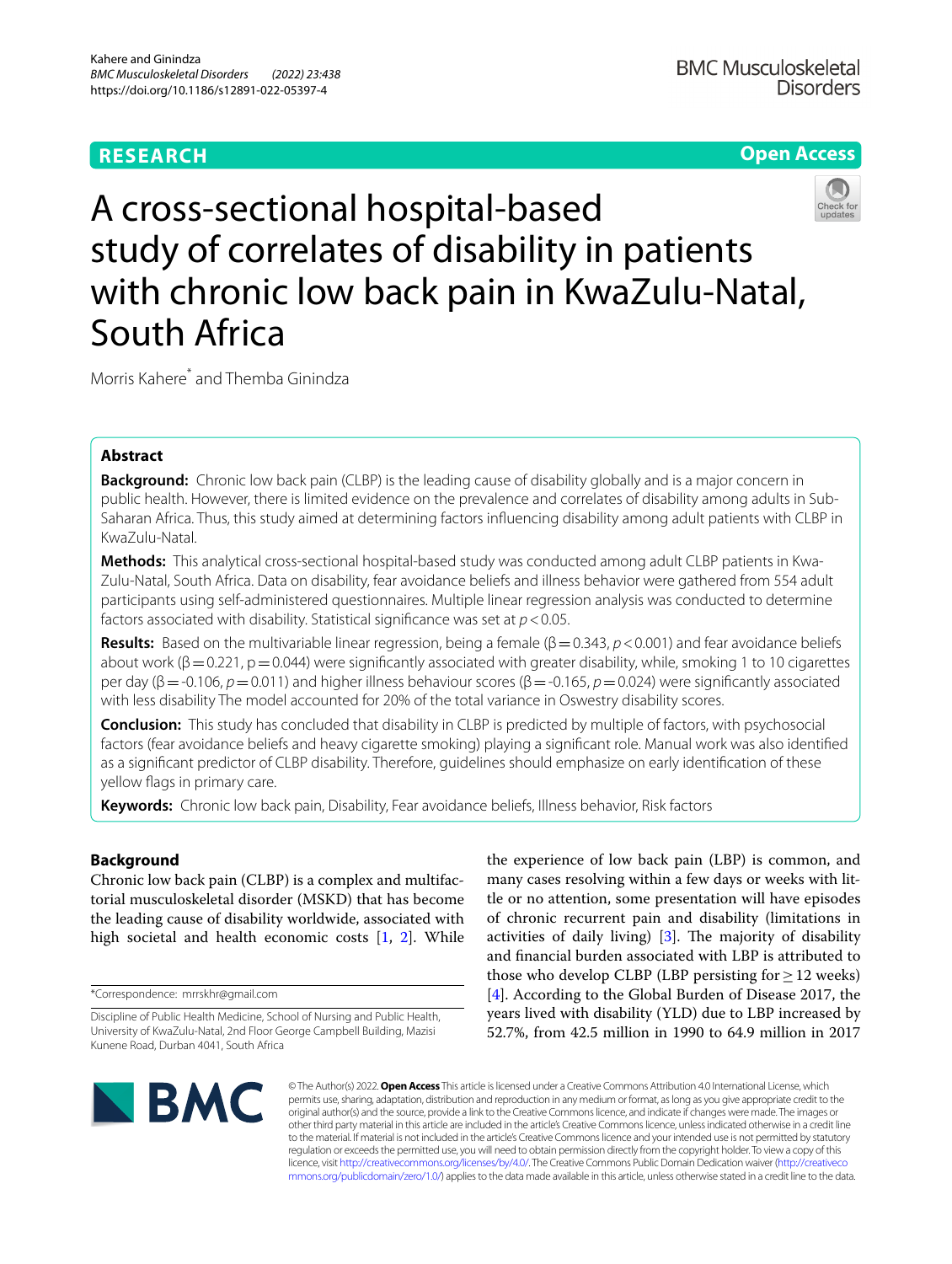RESEARCH

Open Access

# A cross-sectional hospital-based study of correlates of disability in patients with chronic low back pain in KwaZulu-Natal, South Africa

Morris Kahere* and Themba Ginindza

## Abstract

**Background:** Chronic low back pain (CLBP) is the leading cause of disability globally and is a major concern in public health. However, there is limited evidence on the prevalence and correlates of disability among adults in Sub-Saharan Africa. Thus, this study aimed at determining factors influencing disability among adult patients with CLBP in KwaZulu-Natal.

**Methods:** This analytical cross-sectional hospital-based study was conducted among adult CLBP patients in KwaZulu-Natal, South Africa. Data on disability, fear avoidance beliefs and illness behavior were gathered from 554 adult participants using self-administered questionnaires. Multiple linear regression analysis was conducted to determine factors associated with disability. Statistical significance was set at $p<0.05$.

**Results:** Based on the multivariable linear regression, being a female ($\beta=0.343$, $p<0.001$) and fear avoidance beliefs about work ($\beta=0.221$, $p=0.044$) were significantly associated with greater disability, while, smoking 1 to 10 cigarettes per day ($\beta=-0.106$, $p=0.011$) and higher illness behaviour scores ($\beta=-0.165$, $p=0.024$) were significantly associated with less disability The model accounted for 20% of the total variance in Oswestry disability scores.

**Conclusion:** This study has concluded that disability in CLBP is predicted by multiple of factors, with psychosocial factors (fear avoidance beliefs and heavy cigarette smoking) playing a significant role. Manual work was also identified as a significant predictor of CLBP disability. Therefore, guidelines should emphasize on early identification of these yellow flags in primary care.

**Keywords:** Chronic low back pain, Disability, Fear avoidance beliefs, Illness behavior, Risk factors

## Background

Chronic low back pain (CLBP) is a complex and multifactorial musculoskeletal disorder (MSKD) that has become the leading cause of disability worldwide, associated with high societal and health economic costs [1, 2]. While the experience of low back pain (LBP) is common, and many cases resolving within a few days or weeks with little or no attention, some presentation will have episodes of chronic recurrent pain and disability (limitations in activities of daily living) [3]. The majority of disability and financial burden associated with LBP is attributed to those who develop CLBP (LBP persisting for ≥ 12 weeks) [4]. According to the Global Burden of Disease 2017, the years lived with disability (YLD) due to LBP increased by 52.7%, from 42.5 million in 1990 to 64.9 million in 2017

*Correspondence: mrrskhr@gmail.com

Discipline of Public Health Medicine, School of Nursing and Public Health, University of KwaZulu-Natal, 2nd Floor George Campbell Building, Mazisi Kunene Road, Durban 4041, South Africa

© The Author(s) 2022. **Open Access** This article is licensed under a Creative Commons Attribution 4.0 International License, which permits use, sharing, adaptation, distribution and reproduction in any medium or format, as long as you give appropriate credit to the original author(s) and the source, provide a link to the Creative Commons licence, and indicate if changes were made. The images or other third party material in this article are included in the article's Creative Commons licence, unless indicated otherwise in a credit line to the material. If material is not included in the article's Creative Commons licence and your intended use is not permitted by statutory regulation or exceeds the permitted use, you will need to obtain permission directly from the copyright holder. To view a copy of this licence, visit http://creativecommons.org/licenses/by/4.0/. The Creative Commons Public Domain Dedication waiver (http://creativecommons.org/publicdomain/zero/1.0/) applies to the data made available in this article, unless otherwise stated in a credit line to the data.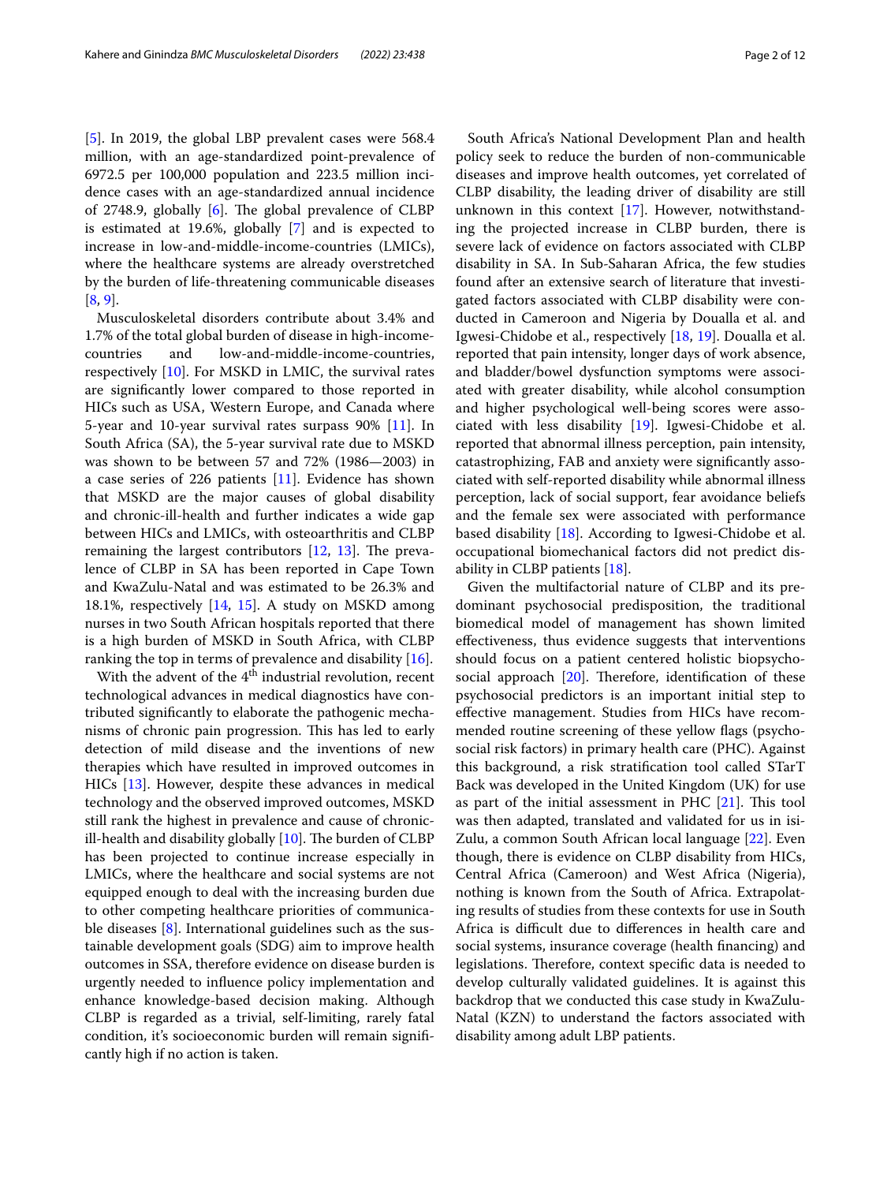[5]. In 2019, the global LBP prevalent cases were 568.4 million, with an age-standardized point-prevalence of 6972.5 per 100,000 population and 223.5 million incidence cases with an age-standardized annual incidence of 2748.9, globally [6]. The global prevalence of CLBP is estimated at 19.6%, globally [7] and is expected to increase in low-and-middle-income-countries (LMICs), where the healthcare systems are already overstretched by the burden of life-threatening communicable diseases [8, 9].

Musculoskeletal disorders contribute about 3.4% and 1.7% of the total global burden of disease in high-income-countries and low-and-middle-income-countries, respectively [10]. For MSKD in LMIC, the survival rates are significantly lower compared to those reported in HICs such as USA, Western Europe, and Canada where 5-year and 10-year survival rates surpass 90% [11]. In South Africa (SA), the 5-year survival rate due to MSKD was shown to be between 57 and 72% (1986—2003) in a case series of 226 patients [11]. Evidence has shown that MSKD are the major causes of global disability and chronic-ill-health and further indicates a wide gap between HICs and LMICs, with osteoarthritis and CLBP remaining the largest contributors [12, 13]. The prevalence of CLBP in SA has been reported in Cape Town and KwaZulu-Natal and was estimated to be 26.3% and 18.1%, respectively [14, 15]. A study on MSKD among nurses in two South African hospitals reported that there is a high burden of MSKD in South Africa, with CLBP ranking the top in terms of prevalence and disability [16].

With the advent of the 4th industrial revolution, recent technological advances in medical diagnostics have contributed significantly to elaborate the pathogenic mechanisms of chronic pain progression. This has led to early detection of mild disease and the inventions of new therapies which have resulted in improved outcomes in HICs [13]. However, despite these advances in medical technology and the observed improved outcomes, MSKD still rank the highest in prevalence and cause of chronic-ill-health and disability globally [10]. The burden of CLBP has been projected to continue increase especially in LMICs, where the healthcare and social systems are not equipped enough to deal with the increasing burden due to other competing healthcare priorities of communicable diseases [8]. International guidelines such as the sustainable development goals (SDG) aim to improve health outcomes in SSA, therefore evidence on disease burden is urgently needed to influence policy implementation and enhance knowledge-based decision making. Although CLBP is regarded as a trivial, self-limiting, rarely fatal condition, it's socioeconomic burden will remain significantly high if no action is taken.

South Africa's National Development Plan and health policy seek to reduce the burden of non-communicable diseases and improve health outcomes, yet correlated of CLBP disability, the leading driver of disability are still unknown in this context [17]. However, notwithstanding the projected increase in CLBP burden, there is severe lack of evidence on factors associated with CLBP disability in SA. In Sub-Saharan Africa, the few studies found after an extensive search of literature that investigated factors associated with CLBP disability were conducted in Cameroon and Nigeria by Doualla et al. and Igwesi-Chidobe et al., respectively [18, 19]. Doualla et al. reported that pain intensity, longer days of work absence, and bladder/bowel dysfunction symptoms were associated with greater disability, while alcohol consumption and higher psychological well-being scores were associated with less disability [19]. Igwesi-Chidobe et al. reported that abnormal illness perception, pain intensity, catastrophizing, FAB and anxiety were significantly associated with self-reported disability while abnormal illness perception, lack of social support, fear avoidance beliefs and the female sex were associated with performance based disability [18]. According to Igwesi-Chidobe et al. occupational biomechanical factors did not predict disability in CLBP patients [18].

Given the multifactorial nature of CLBP and its predominant psychosocial predisposition, the traditional biomedical model of management has shown limited effectiveness, thus evidence suggests that interventions should focus on a patient centered holistic biopsychosocial approach [20]. Therefore, identification of these psychosocial predictors is an important initial step to effective management. Studies from HICs have recommended routine screening of these yellow flags (psychosocial risk factors) in primary health care (PHC). Against this background, a risk stratification tool called STarT Back was developed in the United Kingdom (UK) for use as part of the initial assessment in PHC [21]. This tool was then adapted, translated and validated for us in isiZulu, a common South African local language [22]. Even though, there is evidence on CLBP disability from HICs, Central Africa (Cameroon) and West Africa (Nigeria), nothing is known from the South of Africa. Extrapolating results of studies from these contexts for use in South Africa is difficult due to differences in health care and social systems, insurance coverage (health financing) and legislations. Therefore, context specific data is needed to develop culturally validated guidelines. It is against this backdrop that we conducted this case study in KwaZulu-Natal (KZN) to understand the factors associated with disability among adult LBP patients.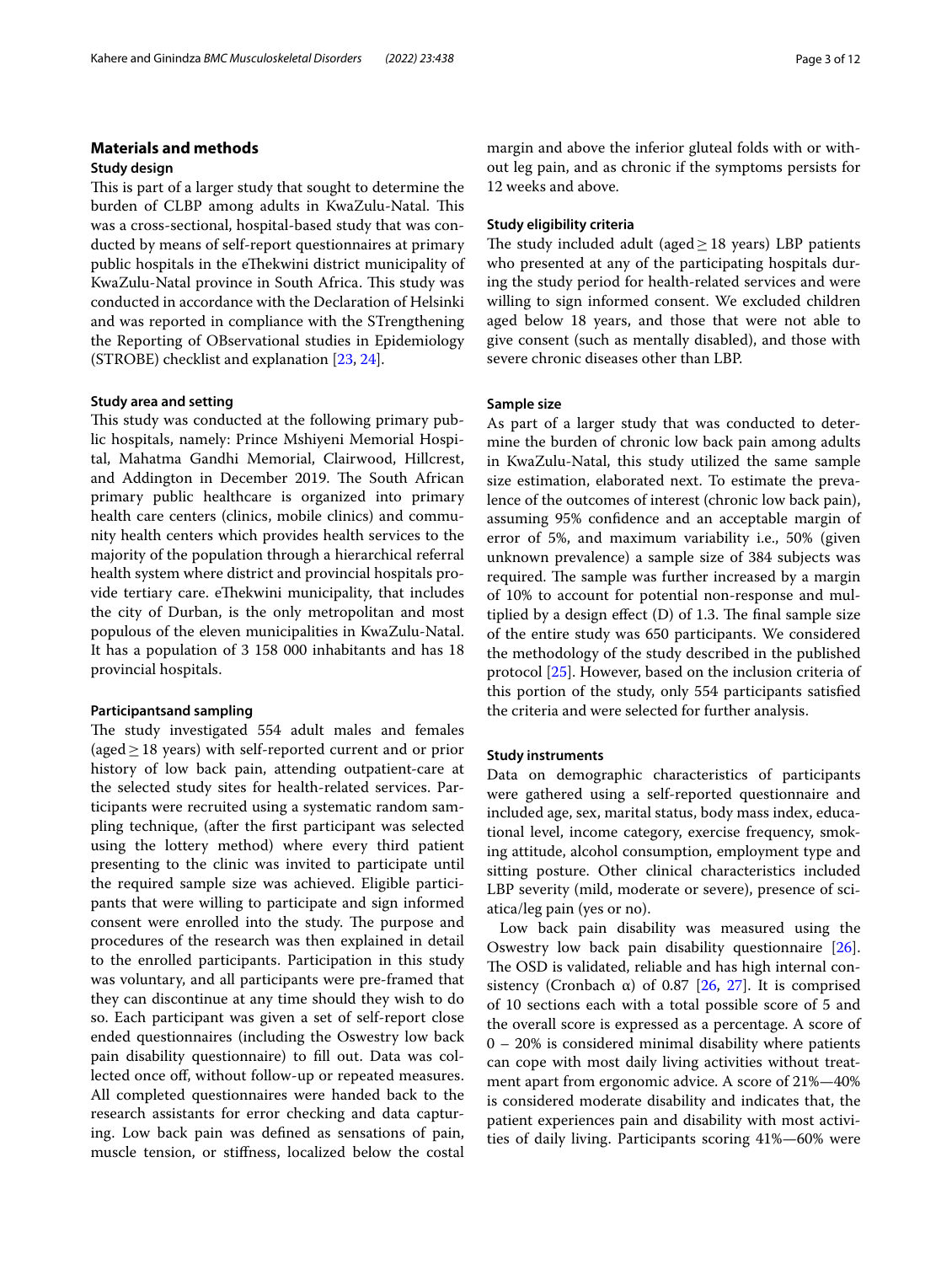## Materials and methods

### Study design

This is part of a larger study that sought to determine the burden of CLBP among adults in KwaZulu-Natal. This was a cross-sectional, hospital-based study that was conducted by means of self-report questionnaires at primary public hospitals in the eThekwini district municipality of KwaZulu-Natal province in South Africa. This study was conducted in accordance with the Declaration of Helsinki and was reported in compliance with the STrengthening the Reporting of OBservational studies in Epidemiology (STROBE) checklist and explanation [23, 24].

### Study area and setting

This study was conducted at the following primary public hospitals, namely: Prince Mshiyeni Memorial Hospital, Mahatma Gandhi Memorial, Clairwood, Hillcrest, and Addington in December 2019. The South African primary public healthcare is organized into primary health care centers (clinics, mobile clinics) and community health centers which provides health services to the majority of the population through a hierarchical referral health system where district and provincial hospitals provide tertiary care. eThekwini municipality, that includes the city of Durban, is the only metropolitan and most populous of the eleven municipalities in KwaZulu-Natal. It has a population of 3 158 000 inhabitants and has 18 provincial hospitals.

### Participantsand sampling

The study investigated 554 adult males and females (aged ≥ 18 years) with self-reported current and or prior history of low back pain, attending outpatient-care at the selected study sites for health-related services. Participants were recruited using a systematic random sampling technique, (after the first participant was selected using the lottery method) where every third patient presenting to the clinic was invited to participate until the required sample size was achieved. Eligible participants that were willing to participate and sign informed consent were enrolled into the study. The purpose and procedures of the research was then explained in detail to the enrolled participants. Participation in this study was voluntary, and all participants were pre-framed that they can discontinue at any time should they wish to do so. Each participant was given a set of self-report close ended questionnaires (including the Oswestry low back pain disability questionnaire) to fill out. Data was collected once off, without follow-up or repeated measures. All completed questionnaires were handed back to the research assistants for error checking and data capturing. Low back pain was defined as sensations of pain, muscle tension, or stiffness, localized below the costal margin and above the inferior gluteal folds with or without leg pain, and as chronic if the symptoms persists for 12 weeks and above.

### Study eligibility criteria

The study included adult (aged ≥ 18 years) LBP patients who presented at any of the participating hospitals during the study period for health-related services and were willing to sign informed consent. We excluded children aged below 18 years, and those that were not able to give consent (such as mentally disabled), and those with severe chronic diseases other than LBP.

### Sample size

As part of a larger study that was conducted to determine the burden of chronic low back pain among adults in KwaZulu-Natal, this study utilized the same sample size estimation, elaborated next. To estimate the prevalence of the outcomes of interest (chronic low back pain), assuming 95% confidence and an acceptable margin of error of 5%, and maximum variability i.e., 50% (given unknown prevalence) a sample size of 384 subjects was required. The sample was further increased by a margin of 10% to account for potential non-response and multiplied by a design effect (D) of 1.3. The final sample size of the entire study was 650 participants. We considered the methodology of the study described in the published protocol [25]. However, based on the inclusion criteria of this portion of the study, only 554 participants satisfied the criteria and were selected for further analysis.

### Study instruments

Data on demographic characteristics of participants were gathered using a self-reported questionnaire and included age, sex, marital status, body mass index, educational level, income category, exercise frequency, smoking attitude, alcohol consumption, employment type and sitting posture. Other clinical characteristics included LBP severity (mild, moderate or severe), presence of sciatica/leg pain (yes or no).

Low back pain disability was measured using the Oswestry low back pain disability questionnaire [26]. The OSD is validated, reliable and has high internal consistency (Cronbach α) of 0.87 [26, 27]. It is comprised of 10 sections each with a total possible score of 5 and the overall score is expressed as a percentage. A score of 0 – 20% is considered minimal disability where patients can cope with most daily living activities without treatment apart from ergonomic advice. A score of 21%—40% is considered moderate disability and indicates that, the patient experiences pain and disability with most activities of daily living. Participants scoring 41%—60% were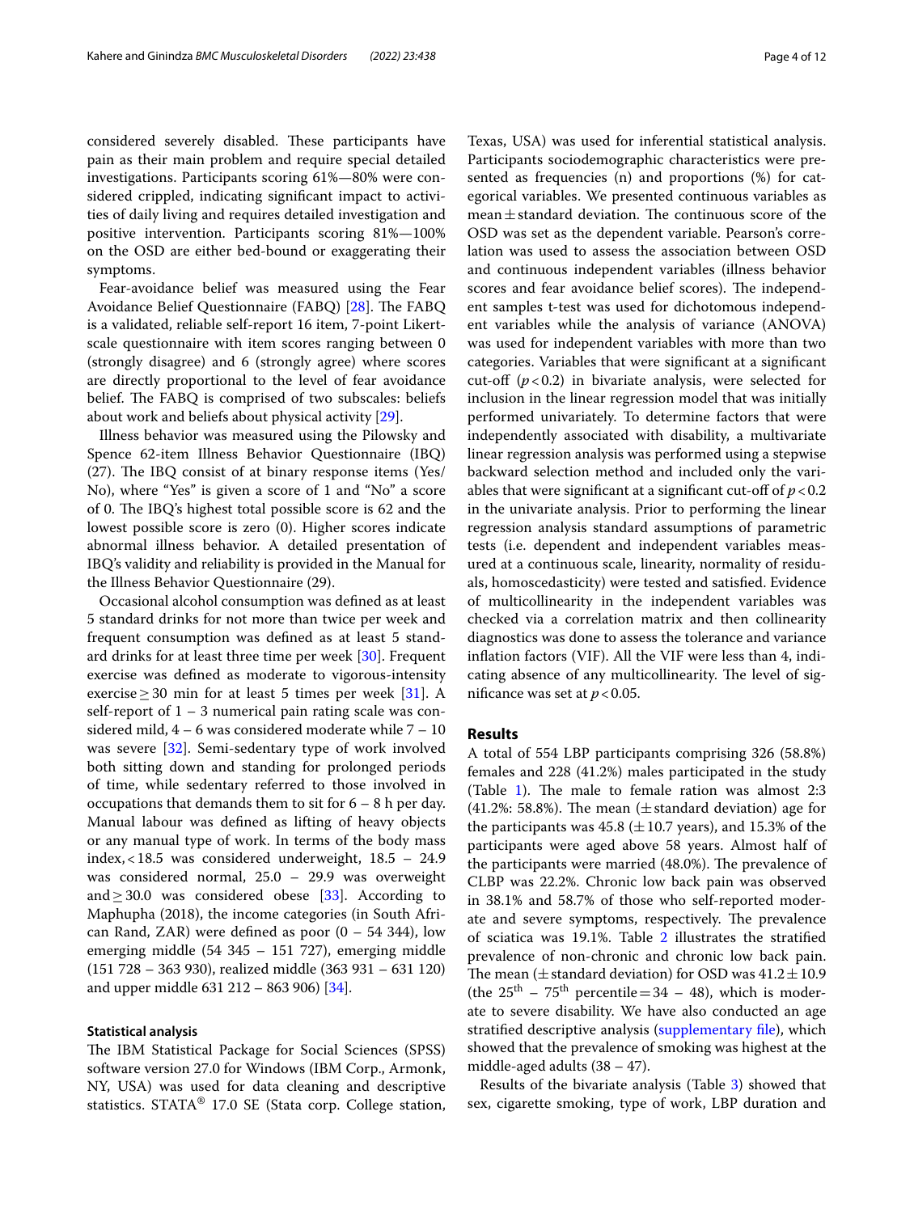considered severely disabled. These participants have pain as their main problem and require special detailed investigations. Participants scoring 61%—80% were considered crippled, indicating significant impact to activities of daily living and requires detailed investigation and positive intervention. Participants scoring 81%—100% on the OSD are either bed-bound or exaggerating their symptoms.

Fear-avoidance belief was measured using the Fear Avoidance Belief Questionnaire (FABQ) [28]. The FABQ is a validated, reliable self-report 16 item, 7-point Likert-scale questionnaire with item scores ranging between 0 (strongly disagree) and 6 (strongly agree) where scores are directly proportional to the level of fear avoidance belief. The FABQ is comprised of two subscales: beliefs about work and beliefs about physical activity [29].

Illness behavior was measured using the Pilowsky and Spence 62-item Illness Behavior Questionnaire (IBQ) (27). The IBQ consist of at binary response items (Yes/No), where "Yes" is given a score of 1 and "No" a score of 0. The IBQ's highest total possible score is 62 and the lowest possible score is zero (0). Higher scores indicate abnormal illness behavior. A detailed presentation of IBQ's validity and reliability is provided in the Manual for the Illness Behavior Questionnaire (29).

Occasional alcohol consumption was defined as at least 5 standard drinks for not more than twice per week and frequent consumption was defined as at least 5 standard drinks for at least three time per week [30]. Frequent exercise was defined as moderate to vigorous-intensity exercise $\geq$ 30 min for at least 5 times per week [31]. A self-report of 1 – 3 numerical pain rating scale was considered mild, 4 – 6 was considered moderate while 7 – 10 was severe [32]. Semi-sedentary type of work involved both sitting down and standing for prolonged periods of time, while sedentary referred to those involved in occupations that demands them to sit for 6 – 8 h per day. Manual labour was defined as lifting of heavy objects or any manual type of work. In terms of the body mass index, < 18.5 was considered underweight, 18.5 – 24.9 was considered normal, 25.0 – 29.9 was overweight and $\geq$ 30.0 was considered obese [33]. According to Maphupha (2018), the income categories (in South African Rand, ZAR) were defined as poor (0 – 54 344), low emerging middle (54 345 – 151 727), emerging middle (151 728 – 363 930), realized middle (363 931 – 631 120) and upper middle 631 212 – 863 906) [34].

### Statistical analysis

The IBM Statistical Package for Social Sciences (SPSS) software version 27.0 for Windows (IBM Corp., Armonk, NY, USA) was used for data cleaning and descriptive statistics. STATA® 17.0 SE (Stata corp. College station, Texas, USA) was used for inferential statistical analysis. Participants sociodemographic characteristics were presented as frequencies (n) and proportions (%) for categorical variables. We presented continuous variables as mean ± standard deviation. The continuous score of the OSD was set as the dependent variable. Pearson's correlation was used to assess the association between OSD and continuous independent variables (illness behavior scores and fear avoidance belief scores). The independent samples t-test was used for dichotomous independent variables while the analysis of variance (ANOVA) was used for independent variables with more than two categories. Variables that were significant at a significant cut-off ($p < 0.2$) in bivariate analysis, were selected for inclusion in the linear regression model that was initially performed univariately. To determine factors that were independently associated with disability, a multivariate linear regression analysis was performed using a stepwise backward selection method and included only the variables that were significant at a significant cut-off of $p < 0.2$ in the univariate analysis. Prior to performing the linear regression analysis standard assumptions of parametric tests (i.e. dependent and independent variables measured at a continuous scale, linearity, normality of residuals, homoscedasticity) were tested and satisfied. Evidence of multicollinearity in the independent variables was checked via a correlation matrix and then collinearity diagnostics was done to assess the tolerance and variance inflation factors (VIF). All the VIF were less than 4, indicating absence of any multicollinearity. The level of significance was set at $p < 0.05$.

## Results

A total of 554 LBP participants comprising 326 (58.8%) females and 228 (41.2%) males participated in the study (Table 1). The male to female ration was almost 2:3 (41.2%: 58.8%). The mean (± standard deviation) age for the participants was 45.8 (± 10.7 years), and 15.3% of the participants were aged above 58 years. Almost half of the participants were married (48.0%). The prevalence of CLBP was 22.2%. Chronic low back pain was observed in 38.1% and 58.7% of those who self-reported moderate and severe symptoms, respectively. The prevalence of sciatica was 19.1%. Table 2 illustrates the stratified prevalence of non-chronic and chronic low back pain. The mean (± standard deviation) for OSD was 41.2 ± 10.9 (the 25[th] – 75[th] percentile = 34 – 48), which is moderate to severe disability. We have also conducted an age stratified descriptive analysis (supplementary file), which showed that the prevalence of smoking was highest at the middle-aged adults (38 – 47).

Results of the bivariate analysis (Table 3) showed that sex, cigarette smoking, type of work, LBP duration and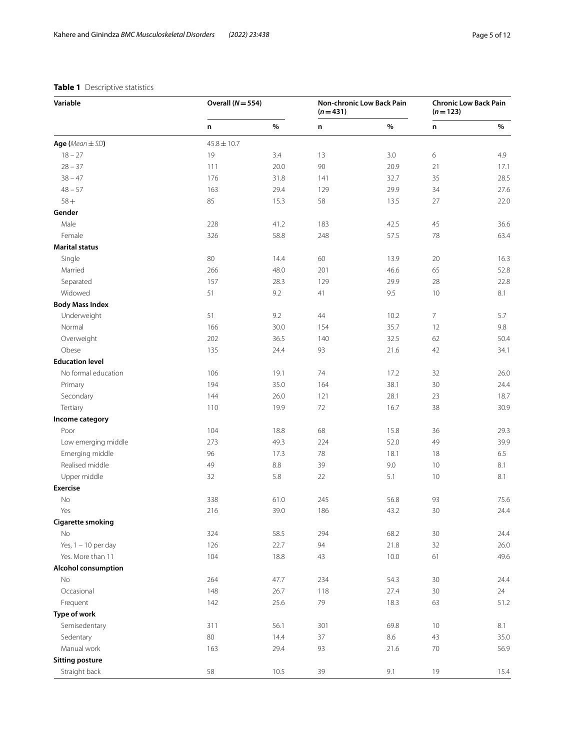**Table 1** Descriptive statistics

| Variable | Overall ($N=554$) | | Non-chronic Low Back Pain ($n=431$) | | Chronic Low Back Pain ($n=123$) | |
|---|---|---|---|---|---|---|
| | n | % | n | % | n | % |
| **Age** (*Mean ± SD*) | 45.8 ± 10.7 | | | | | |
| 18 – 27 | 19 | 3.4 | 13 | 3.0 | 6 | 4.9 |
| 28 – 37 | 111 | 20.0 | 90 | 20.9 | 21 | 17.1 |
| 38 – 47 | 176 | 31.8 | 141 | 32.7 | 35 | 28.5 |
| 48 – 57 | 163 | 29.4 | 129 | 29.9 | 34 | 27.6 |
| 58+ | 85 | 15.3 | 58 | 13.5 | 27 | 22.0 |
| **Gender** | | | | | | |
| Male | 228 | 41.2 | 183 | 42.5 | 45 | 36.6 |
| Female | 326 | 58.8 | 248 | 57.5 | 78 | 63.4 |
| **Marital status** | | | | | | |
| Single | 80 | 14.4 | 60 | 13.9 | 20 | 16.3 |
| Married | 266 | 48.0 | 201 | 46.6 | 65 | 52.8 |
| Separated | 157 | 28.3 | 129 | 29.9 | 28 | 22.8 |
| Widowed | 51 | 9.2 | 41 | 9.5 | 10 | 8.1 |
| **Body Mass Index** | | | | | | |
| Underweight | 51 | 9.2 | 44 | 10.2 | 7 | 5.7 |
| Normal | 166 | 30.0 | 154 | 35.7 | 12 | 9.8 |
| Overweight | 202 | 36.5 | 140 | 32.5 | 62 | 50.4 |
| Obese | 135 | 24.4 | 93 | 21.6 | 42 | 34.1 |
| **Education level** | | | | | | |
| No formal education | 106 | 19.1 | 74 | 17.2 | 32 | 26.0 |
| Primary | 194 | 35.0 | 164 | 38.1 | 30 | 24.4 |
| Secondary | 144 | 26.0 | 121 | 28.1 | 23 | 18.7 |
| Tertiary | 110 | 19.9 | 72 | 16.7 | 38 | 30.9 |
| **Income category** | | | | | | |
| Poor | 104 | 18.8 | 68 | 15.8 | 36 | 29.3 |
| Low emerging middle | 273 | 49.3 | 224 | 52.0 | 49 | 39.9 |
| Emerging middle | 96 | 17.3 | 78 | 18.1 | 18 | 6.5 |
| Realised middle | 49 | 8.8 | 39 | 9.0 | 10 | 8.1 |
| Upper middle | 32 | 5.8 | 22 | 5.1 | 10 | 8.1 |
| **Exercise** | | | | | | |
| No | 338 | 61.0 | 245 | 56.8 | 93 | 75.6 |
| Yes | 216 | 39.0 | 186 | 43.2 | 30 | 24.4 |
| **Cigarette smoking** | | | | | | |
| No | 324 | 58.5 | 294 | 68.2 | 30 | 24.4 |
| Yes, 1 – 10 per day | 126 | 22.7 | 94 | 21.8 | 32 | 26.0 |
| Yes. More than 11 | 104 | 18.8 | 43 | 10.0 | 61 | 49.6 |
| **Alcohol consumption** | | | | | | |
| No | 264 | 47.7 | 234 | 54.3 | 30 | 24.4 |
| Occasional | 148 | 26.7 | 118 | 27.4 | 30 | 24 |
| Frequent | 142 | 25.6 | 79 | 18.3 | 63 | 51.2 |
| **Type of work** | | | | | | |
| Semisedentary | 311 | 56.1 | 301 | 69.8 | 10 | 8.1 |
| Sedentary | 80 | 14.4 | 37 | 8.6 | 43 | 35.0 |
| Manual work | 163 | 29.4 | 93 | 21.6 | 70 | 56.9 |
| **Sitting posture** | | | | | | |
| Straight back | 58 | 10.5 | 39 | 9.1 | 19 | 15.4 |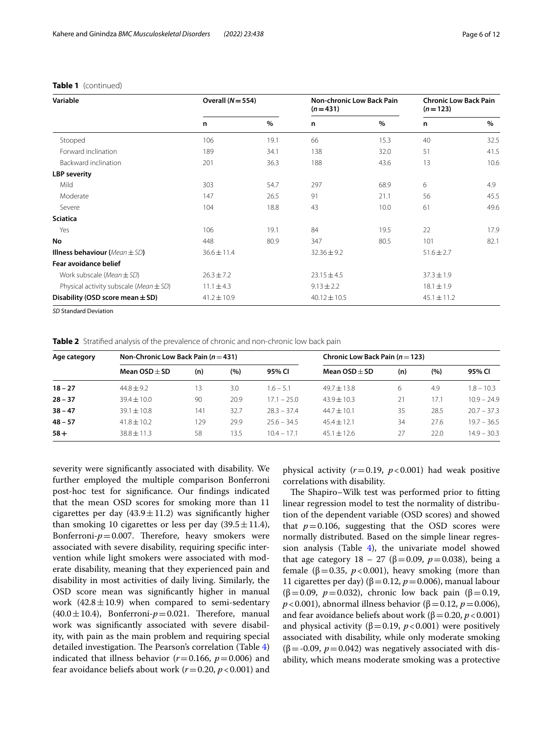**Table 1** (continued)

| Variable | Overall (N = 554) | | Non-chronic Low Back Pain (n = 431) | | Chronic Low Back Pain (n = 123) | |
|---|---|---|---|---|---|---|
| | n | % | n | % | n | % |
| Stooped | 106 | 19.1 | 66 | 15.3 | 40 | 32.5 |
| Forward inclination | 189 | 34.1 | 138 | 32.0 | 51 | 41.5 |
| Backward inclination | 201 | 36.3 | 188 | 43.6 | 13 | 10.6 |
| **LBP severity** | | | | | | |
| Mild | 303 | 54.7 | 297 | 68.9 | 6 | 4.9 |
| Moderate | 147 | 26.5 | 91 | 21.1 | 56 | 45.5 |
| Severe | 104 | 18.8 | 43 | 10.0 | 61 | 49.6 |
| **Sciatica** | | | | | | |
| Yes | 106 | 19.1 | 84 | 19.5 | 22 | 17.9 |
| **No** | 448 | 80.9 | 347 | 80.5 | 101 | 82.1 |
| **Illness behaviour** (*Mean ± SD*) | 36.6 ± 11.4 | | 32.36 ± 9.2 | | 51.6 ± 2.7 | |
| **Fear avoidance belief** | | | | | | |
| Work subscale (*Mean ± SD*) | 26.3 ± 7.2 | | 23.15 ± 4.5 | | 37.3 ± 1.9 | |
| Physical activity subscale (*Mean ± SD*) | 11.1 ± 4.3 | | 9.13 ± 2.2 | | 18.1 ± 1.9 | |
| **Disability (OSD score mean ± SD)** | 41.2 ± 10.9 | | 40.12 ± 10.5 | | 45.1 ± 11.2 | |

*SD* Standard Deviation

**Table 2** Stratified analysis of the prevalence of chronic and non-chronic low back pain

| Age category | Non-Chronic Low Back Pain (n = 431) | | | | Chronic Low Back Pain (n = 123) | | | |
|---|---|---|---|---|---|---|---|---|
| | Mean OSD ± SD | (n) | (%) | 95% CI | Mean OSD ± SD | (n) | (%) | 95% CI |
| **18 – 27** | 44.8 ± 9.2 | 13 | 3.0 | 1.6 – 5.1 | 49.7 ± 13.8 | 6 | 4.9 | 1.8 – 10.3 |
| **28 – 37** | 39.4 ± 10.0 | 90 | 20.9 | 17.1 – 25.0 | 43.9 ± 10.3 | 21 | 17.1 | 10.9 – 24.9 |
| **38 – 47** | 39.1 ± 10.8 | 141 | 32.7 | 28.3 – 37.4 | 44.7 ± 10.1 | 35 | 28.5 | 20.7 – 37.3 |
| **48 – 57** | 41.8 ± 10.2 | 129 | 29.9 | 25.6 – 34.5 | 45.4 ± 12.1 | 34 | 27.6 | 19.7 – 36.5 |
| **58+** | 38.8 ± 11.3 | 58 | 13.5 | 10.4 – 17.1 | 45.1 ± 12.6 | 27 | 22.0 | 14.9 – 30.3 |

severity were significantly associated with disability. We further employed the multiple comparison Bonferroni post-hoc test for significance. Our findings indicated that the mean OSD scores for smoking more than 11 cigarettes per day (43.9 ± 11.2) was significantly higher than smoking 10 cigarettes or less per day (39.5 ± 11.4), Bonferroni-$p = 0.007$. Therefore, heavy smokers were associated with severe disability, requiring specific intervention while light smokers were associated with moderate disability, meaning that they experienced pain and disability in most activities of daily living. Similarly, the OSD score mean was significantly higher in manual work (42.8 ± 10.9) when compared to semi-sedentary (40.0 ± 10.4), Bonferroni-$p = 0.021$. Therefore, manual work was significantly associated with severe disability, with pain as the main problem and requiring special detailed investigation. The Pearson's correlation (Table 4) indicated that illness behavior ($r = 0.166$, $p = 0.006$) and fear avoidance beliefs about work ($r = 0.20$, $p < 0.001$) and physical activity ($r = 0.19$, $p < 0.001$) had weak positive correlations with disability.

The Shapiro–Wilk test was performed prior to fitting linear regression model to test the normality of distribution of the dependent variable (OSD scores) and showed that $p = 0.106$, suggesting that the OSD scores were normally distributed. Based on the simple linear regression analysis (Table 4), the univariate model showed that age category 18 – 27 ($\beta = 0.09$, $p = 0.038$), being a female ($\beta = 0.35$, $p < 0.001$), heavy smoking (more than 11 cigarettes per day) ($\beta = 0.12$, $p = 0.006$), manual labour ($\beta = 0.09$, $p = 0.032$), chronic low back pain ($\beta = 0.19$, $p < 0.001$), abnormal illness behavior ($\beta = 0.12$, $p = 0.006$), and fear avoidance beliefs about work ($\beta = 0.20$, $p < 0.001$) and physical activity ($\beta = 0.19$, $p < 0.001$) were positively associated with disability, while only moderate smoking ($\beta = -0.09$, $p = 0.042$) was negatively associated with disability, which means moderate smoking was a protective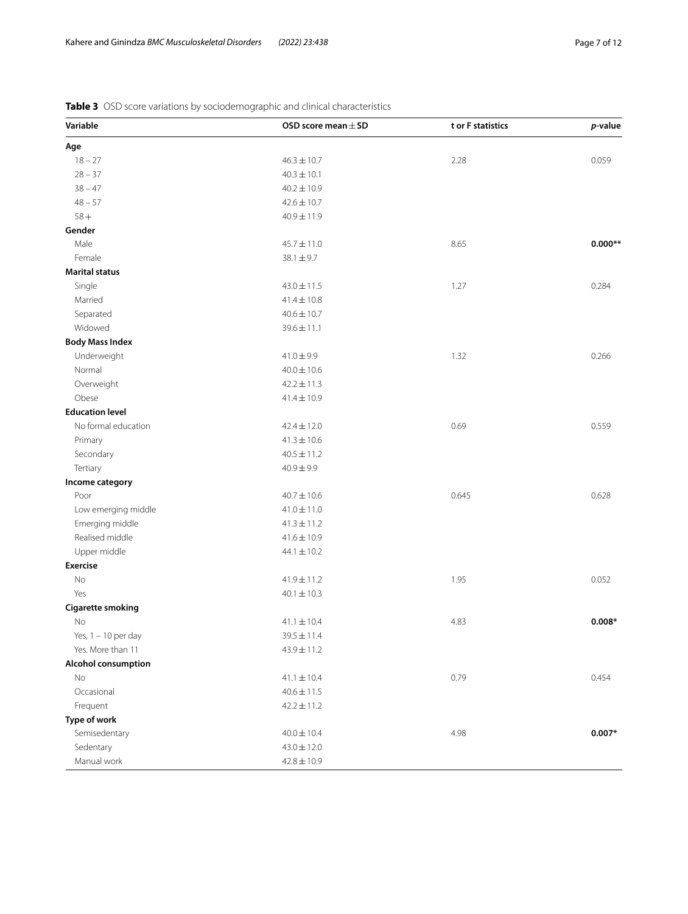**Table 3** OSD score variations by sociodemographic and clinical characteristics

| Variable | OSD score mean ± SD | t or F statistics | *p*-value |
|---|---|---|---|
| **Age** | | | |
| 18 – 27 | 46.3 ± 10.7 | 2.28 | 0.059 |
| 28 – 37 | 40.3 ± 10.1 | | |
| 38 – 47 | 40.2 ± 10.9 | | |
| 48 – 57 | 42.6 ± 10.7 | | |
| 58 + | 40.9 ± 11.9 | | |
| **Gender** | | | |
| Male | 45.7 ± 11.0 | 8.65 | **0.000**** |
| Female | 38.1 ± 9.7 | | |
| **Marital status** | | | |
| Single | 43.0 ± 11.5 | 1.27 | 0.284 |
| Married | 41.4 ± 10.8 | | |
| Separated | 40.6 ± 10.7 | | |
| Widowed | 39.6 ± 11.1 | | |
| **Body Mass Index** | | | |
| Underweight | 41.0 ± 9.9 | 1.32 | 0.266 |
| Normal | 40.0 ± 10.6 | | |
| Overweight | 42.2 ± 11.3 | | |
| Obese | 41.4 ± 10.9 | | |
| **Education level** | | | |
| No formal education | 42.4 ± 12.0 | 0.69 | 0.559 |
| Primary | 41.3 ± 10.6 | | |
| Secondary | 40.5 ± 11.2 | | |
| Tertiary | 40.9 ± 9.9 | | |
| **Income category** | | | |
| Poor | 40.7 ± 10.6 | 0.645 | 0.628 |
| Low emerging middle | 41.0 ± 11.0 | | |
| Emerging middle | 41.3 ± 11.2 | | |
| Realised middle | 41.6 ± 10.9 | | |
| Upper middle | 44.1 ± 10.2 | | |
| **Exercise** | | | |
| No | 41.9 ± 11.2 | 1.95 | 0.052 |
| Yes | 40.1 ± 10.3 | | |
| **Cigarette smoking** | | | |
| No | 41.1 ± 10.4 | 4.83 | **0.008*** |
| Yes, 1 – 10 per day | 39.5 ± 11.4 | | |
| Yes. More than 11 | 43.9 ± 11.2 | | |
| **Alcohol consumption** | | | |
| No | 41.1 ± 10.4 | 0.79 | 0.454 |
| Occasional | 40.6 ± 11.5 | | |
| Frequent | 42.2 ± 11.2 | | |
| **Type of work** | | | |
| Semisedentary | 40.0 ± 10.4 | 4.98 | **0.007*** |
| Sedentary | 43.0 ± 12.0 | | |
| Manual work | 42.8 ± 10.9 | | |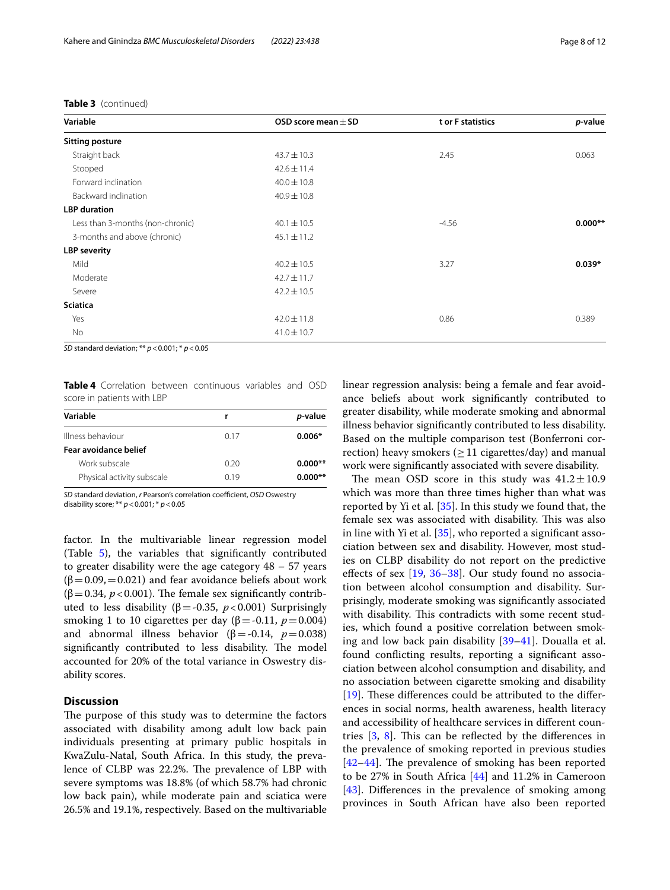**Table 3** (continued)

| Variable | OSD score mean ± SD | t or F statistics | *p*-value |
|---|---|---|---|
| **Sitting posture** | | | |
| Straight back | 43.7 ± 10.3 | 2.45 | 0.063 |
| Stooped | 42.6 ± 11.4 | | |
| Forward inclination | 40.0 ± 10.8 | | |
| Backward inclination | 40.9 ± 10.8 | | |
| **LBP duration** | | | |
| Less than 3-months (non-chronic) | 40.1 ± 10.5 | -4.56 | **0.000**** |
| 3-months and above (chronic) | 45.1 ± 11.2 | | |
| **LBP severity** | | | |
| Mild | 40.2 ± 10.5 | 3.27 | **0.039*** |
| Moderate | 42.7 ± 11.7 | | |
| Severe | 42.2 ± 10.5 | | |
| **Sciatica** | | | |
| Yes | 42.0 ± 11.8 | 0.86 | 0.389 |
| No | 41.0 ± 10.7 | | |

*SD* standard deviation; ** $p < 0.001$; * $p < 0.05$

**Table 4** Correlation between continuous variables and OSD score in patients with LBP

| Variable | r | *p*-value |
|---|---|---|
| Illness behaviour | 0.17 | **0.006*** |
| **Fear avoidance belief** | | |
| Work subscale | 0.20 | **0.000**** |
| Physical activity subscale | 0.19 | **0.000**** |

*SD* standard deviation, *r* Pearson's correlation coefficient, *OSD* Oswestry disability score; ** $p < 0.001$; * $p < 0.05$

factor. In the multivariable linear regression model (Table 5), the variables that significantly contributed to greater disability were the age category 48 – 57 years (β = 0.09, = 0.021) and fear avoidance beliefs about work (β = 0.34, $p < 0.001$). The female sex significantly contributed to less disability (β = -0.35, $p < 0.001$) Surprisingly smoking 1 to 10 cigarettes per day (β = -0.11, $p = 0.004$) and abnormal illness behavior (β = -0.14, $p = 0.038$) significantly contributed to less disability. The model accounted for 20% of the total variance in Oswestry disability scores.

## Discussion

The purpose of this study was to determine the factors associated with disability among adult low back pain individuals presenting at primary public hospitals in KwaZulu-Natal, South Africa. In this study, the prevalence of CLBP was 22.2%. The prevalence of LBP with severe symptoms was 18.8% (of which 58.7% had chronic low back pain), while moderate pain and sciatica were 26.5% and 19.1%, respectively. Based on the multivariable linear regression analysis: being a female and fear avoidance beliefs about work significantly contributed to greater disability, while moderate smoking and abnormal illness behavior significantly contributed to less disability. Based on the multiple comparison test (Bonferroni correction) heavy smokers (≥ 11 cigarettes/day) and manual work were significantly associated with severe disability.

The mean OSD score in this study was 41.2 ± 10.9 which was more than three times higher than what was reported by Yi et al. [35]. In this study we found that, the female sex was associated with disability. This was also in line with Yi et al. [35], who reported a significant association between sex and disability. However, most studies on CLBP disability do not report on the predictive effects of sex [19, 36–38]. Our study found no association between alcohol consumption and disability. Surprisingly, moderate smoking was significantly associated with disability. This contradicts with some recent studies, which found a positive correlation between smoking and low back pain disability [39–41]. Doualla et al. found conflicting results, reporting a significant association between alcohol consumption and disability, and no association between cigarette smoking and disability [19]. These differences could be attributed to the differences in social norms, health awareness, health literacy and accessibility of healthcare services in different countries [3, 8]. This can be reflected by the differences in the prevalence of smoking reported in previous studies [42–44]. The prevalence of smoking has been reported to be 27% in South Africa [44] and 11.2% in Cameroon [43]. Differences in the prevalence of smoking among provinces in South African have also been reported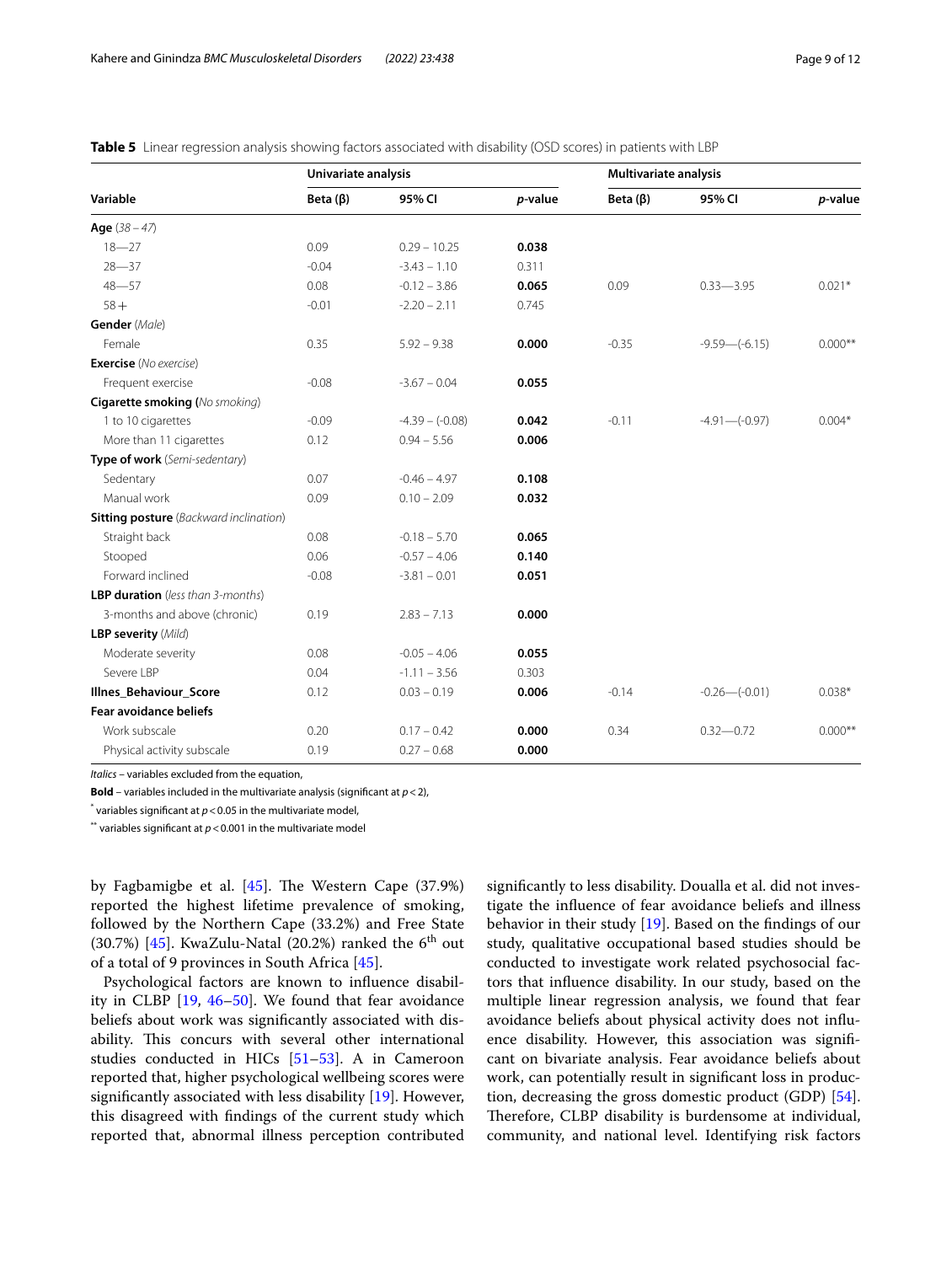**Table 5** Linear regression analysis showing factors associated with disability (OSD scores) in patients with LBP

| Variable | Univariate analysis | | | Multivariate analysis | | |
|---|---|---|---|---|---|---|
| | Beta (β) | 95% CI | *p*-value | Beta (β) | 95% CI | *p*-value |
| **Age** *(38 – 47)* | | | | | | |
| 18—27 | 0.09 | 0.29 – 10.25 | **0.038** | | | |
| 28—37 | -0.04 | -3.43 – 1.10 | 0.311 | | | |
| 48—57 | 0.08 | -0.12 – 3.86 | **0.065** | 0.09 | 0.33—3.95 | 0.021* |
| 58+ | -0.01 | -2.20 – 2.11 | 0.745 | | | |
| **Gender** *(Male)* | | | | | | |
| Female | 0.35 | 5.92 – 9.38 | **0.000** | -0.35 | -9.59—(-6.15) | 0.000** |
| **Exercise** *(No exercise)* | | | | | | |
| Frequent exercise | -0.08 | -3.67 – 0.04 | **0.055** | | | |
| **Cigarette smoking (***No smoking***)** | | | | | | |
| 1 to 10 cigarettes | -0.09 | -4.39 – (-0.08) | **0.042** | -0.11 | -4.91—(-0.97) | 0.004* |
| More than 11 cigarettes | 0.12 | 0.94 – 5.56 | **0.006** | | | |
| **Type of work** *(Semi-sedentary)* | | | | | | |
| Sedentary | 0.07 | -0.46 – 4.97 | **0.108** | | | |
| Manual work | 0.09 | 0.10 – 2.09 | **0.032** | | | |
| **Sitting posture** *(Backward inclination)* | | | | | | |
| Straight back | 0.08 | -0.18 – 5.70 | **0.065** | | | |
| Stooped | 0.06 | -0.57 – 4.06 | **0.140** | | | |
| Forward inclined | -0.08 | -3.81 – 0.01 | **0.051** | | | |
| **LBP duration** *(less than 3-months)* | | | | | | |
| 3-months and above (chronic) | 0.19 | 2.83 – 7.13 | **0.000** | | | |
| **LBP severity** *(Mild)* | | | | | | |
| Moderate severity | 0.08 | -0.05 – 4.06 | **0.055** | | | |
| Severe LBP | 0.04 | -1.11 – 3.56 | 0.303 | | | |
| **Illnes_Behaviour_Score** | 0.12 | 0.03 – 0.19 | **0.006** | -0.14 | -0.26—(-0.01) | 0.038* |
| **Fear avoidance beliefs** | | | | | | |
| Work subscale | 0.20 | 0.17 – 0.42 | **0.000** | 0.34 | 0.32—0.72 | 0.000** |
| Physical activity subscale | 0.19 | 0.27 – 0.68 | **0.000** | | | |

*Italics* – variables excluded from the equation,

**Bold** – variables included in the multivariate analysis (significant at $p < 2$),

\* variables significant at $p < 0.05$ in the multivariate model,

\*\* variables significant at $p < 0.001$ in the multivariate model

by Fagbamigbe et al. [45]. The Western Cape (37.9%) reported the highest lifetime prevalence of smoking, followed by the Northern Cape (33.2%) and Free State (30.7%) [45]. KwaZulu-Natal (20.2%) ranked the 6[th] out of a total of 9 provinces in South Africa [45].

Psychological factors are known to influence disability in CLBP [19, 46–50]. We found that fear avoidance beliefs about work was significantly associated with disability. This concurs with several other international studies conducted in HICs [51–53]. A in Cameroon reported that, higher psychological wellbeing scores were significantly associated with less disability [19]. However, this disagreed with findings of the current study which reported that, abnormal illness perception contributed significantly to less disability. Doualla et al. did not investigate the influence of fear avoidance beliefs and illness behavior in their study [19]. Based on the findings of our study, qualitative occupational based studies should be conducted to investigate work related psychosocial factors that influence disability. In our study, based on the multiple linear regression analysis, we found that fear avoidance beliefs about physical activity does not influence disability. However, this association was significant on bivariate analysis. Fear avoidance beliefs about work, can potentially result in significant loss in production, decreasing the gross domestic product (GDP) [54]. Therefore, CLBP disability is burdensome at individual, community, and national level. Identifying risk factors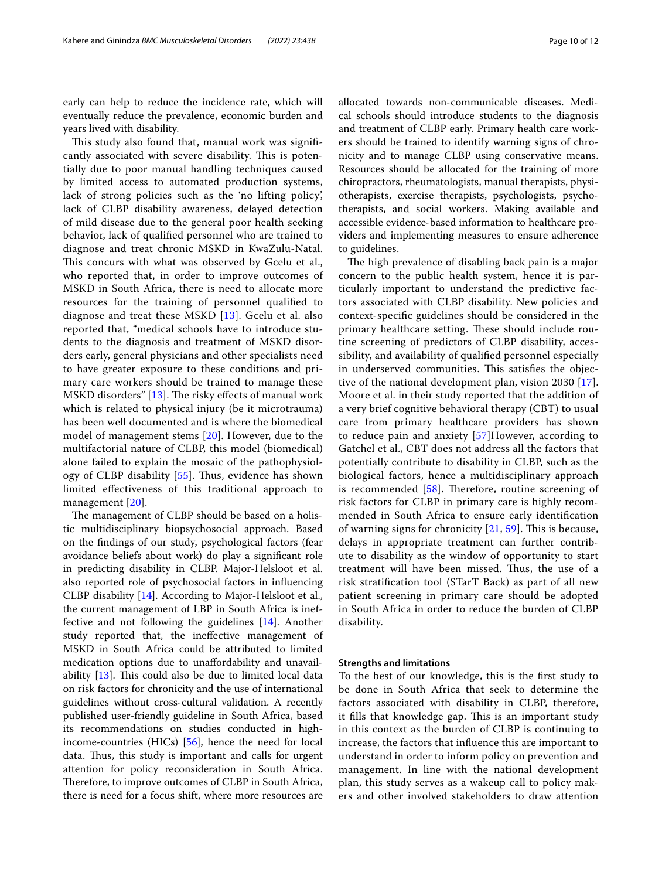early can help to reduce the incidence rate, which will eventually reduce the prevalence, economic burden and years lived with disability.

This study also found that, manual work was significantly associated with severe disability. This is potentially due to poor manual handling techniques caused by limited access to automated production systems, lack of strong policies such as the 'no lifting policy', lack of CLBP disability awareness, delayed detection of mild disease due to the general poor health seeking behavior, lack of qualified personnel who are trained to diagnose and treat chronic MSKD in KwaZulu-Natal. This concurs with what was observed by Gcelu et al., who reported that, in order to improve outcomes of MSKD in South Africa, there is need to allocate more resources for the training of personnel qualified to diagnose and treat these MSKD [13]. Gcelu et al. also reported that, "medical schools have to introduce students to the diagnosis and treatment of MSKD disorders early, general physicians and other specialists need to have greater exposure to these conditions and primary care workers should be trained to manage these MSKD disorders" [13]. The risky effects of manual work which is related to physical injury (be it microtrauma) has been well documented and is where the biomedical model of management stems [20]. However, due to the multifactorial nature of CLBP, this model (biomedical) alone failed to explain the mosaic of the pathophysiology of CLBP disability [55]. Thus, evidence has shown limited effectiveness of this traditional approach to management [20].

The management of CLBP should be based on a holistic multidisciplinary biopsychosocial approach. Based on the findings of our study, psychological factors (fear avoidance beliefs about work) do play a significant role in predicting disability in CLBP. Major-Helsloot et al. also reported role of psychosocial factors in influencing CLBP disability [14]. According to Major-Helsloot et al., the current management of LBP in South Africa is ineffective and not following the guidelines [14]. Another study reported that, the ineffective management of MSKD in South Africa could be attributed to limited medication options due to unaffordability and unavailability [13]. This could also be due to limited local data on risk factors for chronicity and the use of international guidelines without cross-cultural validation. A recently published user-friendly guideline in South Africa, based its recommendations on studies conducted in high-income-countries (HICs) [56], hence the need for local data. Thus, this study is important and calls for urgent attention for policy reconsideration in South Africa. Therefore, to improve outcomes of CLBP in South Africa, there is need for a focus shift, where more resources are allocated towards non-communicable diseases. Medical schools should introduce students to the diagnosis and treatment of CLBP early. Primary health care workers should be trained to identify warning signs of chronicity and to manage CLBP using conservative means. Resources should be allocated for the training of more chiropractors, rheumatologists, manual therapists, physiotherapists, exercise therapists, psychologists, psychotherapists, and social workers. Making available and accessible evidence-based information to healthcare providers and implementing measures to ensure adherence to guidelines.

The high prevalence of disabling back pain is a major concern to the public health system, hence it is particularly important to understand the predictive factors associated with CLBP disability. New policies and context-specific guidelines should be considered in the primary healthcare setting. These should include routine screening of predictors of CLBP disability, accessibility, and availability of qualified personnel especially in underserved communities. This satisfies the objective of the national development plan, vision 2030 [17]. Moore et al. in their study reported that the addition of a very brief cognitive behavioral therapy (CBT) to usual care from primary healthcare providers has shown to reduce pain and anxiety [57]However, according to Gatchel et al., CBT does not address all the factors that potentially contribute to disability in CLBP, such as the biological factors, hence a multidisciplinary approach is recommended [58]. Therefore, routine screening of risk factors for CLBP in primary care is highly recommended in South Africa to ensure early identification of warning signs for chronicity [21, 59]. This is because, delays in appropriate treatment can further contribute to disability as the window of opportunity to start treatment will have been missed. Thus, the use of a risk stratification tool (STarT Back) as part of all new patient screening in primary care should be adopted in South Africa in order to reduce the burden of CLBP disability.

### Strengths and limitations

To the best of our knowledge, this is the first study to be done in South Africa that seek to determine the factors associated with disability in CLBP, therefore, it fills that knowledge gap. This is an important study in this context as the burden of CLBP is continuing to increase, the factors that influence this are important to understand in order to inform policy on prevention and management. In line with the national development plan, this study serves as a wakeup call to policy makers and other involved stakeholders to draw attention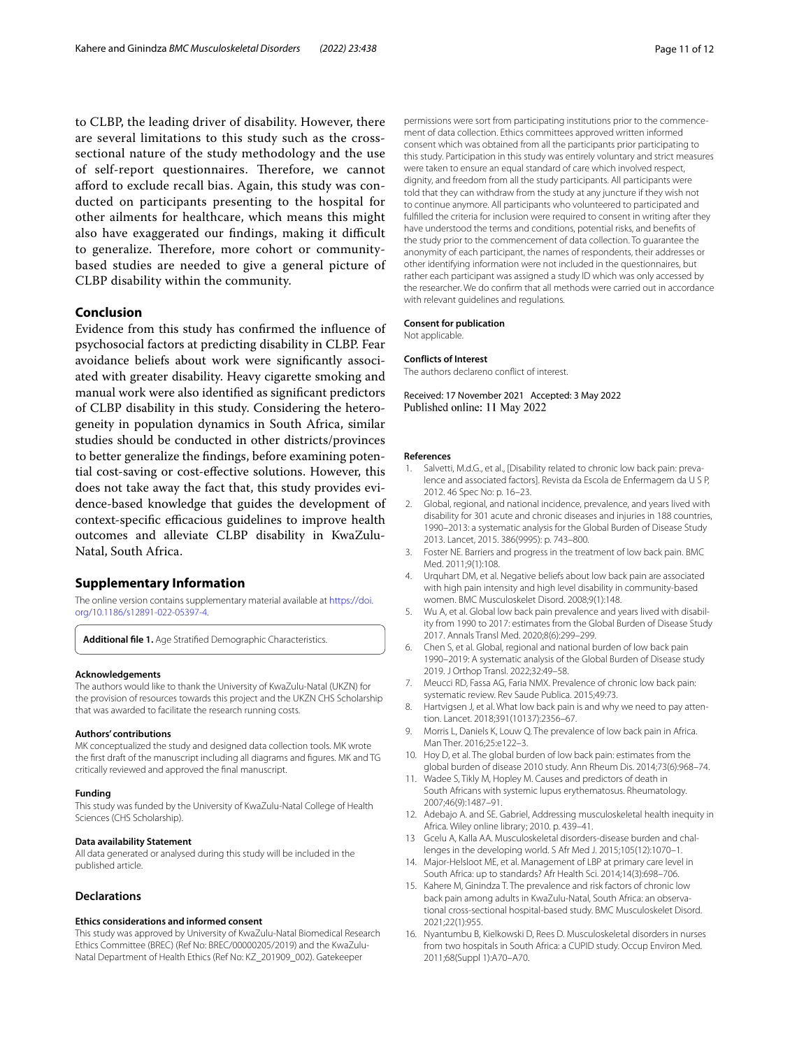to CLBP, the leading driver of disability. However, there are several limitations to this study such as the cross-sectional nature of the study methodology and the use of self-report questionnaires. Therefore, we cannot afford to exclude recall bias. Again, this study was conducted on participants presenting to the hospital for other ailments for healthcare, which means this might also have exaggerated our findings, making it difficult to generalize. Therefore, more cohort or community-based studies are needed to give a general picture of CLBP disability within the community.

## Conclusion

Evidence from this study has confirmed the influence of psychosocial factors at predicting disability in CLBP. Fear avoidance beliefs about work were significantly associated with greater disability. Heavy cigarette smoking and manual work were also identified as significant predictors of CLBP disability in this study. Considering the heterogeneity in population dynamics in South Africa, similar studies should be conducted in other districts/provinces to better generalize the findings, before examining potential cost-saving or cost-effective solutions. However, this does not take away the fact that, this study provides evidence-based knowledge that guides the development of context-specific efficacious guidelines to improve health outcomes and alleviate CLBP disability in KwaZulu-Natal, South Africa.

## Supplementary Information

The online version contains supplementary material available at https://doi.org/10.1186/s12891-022-05397-4.

**Additional file 1.** Age Stratified Demographic Characteristics.

### Acknowledgements

The authors would like to thank the University of KwaZulu-Natal (UKZN) for the provision of resources towards this project and the UKZN CHS Scholarship that was awarded to facilitate the research running costs.

### Authors' contributions

MK conceptualized the study and designed data collection tools. MK wrote the first draft of the manuscript including all diagrams and figures. MK and TG critically reviewed and approved the final manuscript.

### Funding

This study was funded by the University of KwaZulu-Natal College of Health Sciences (CHS Scholarship).

### Data availability Statement

All data generated or analysed during this study will be included in the published article.

## Declarations

### Ethics considerations and informed consent

This study was approved by University of KwaZulu-Natal Biomedical Research Ethics Committee (BREC) (Ref No: BREC/00000205/2019) and the KwaZulu-Natal Department of Health Ethics (Ref No: KZ_201909_002). Gatekeeper permissions were sort from participating institutions prior to the commencement of data collection. Ethics committees approved written informed consent which was obtained from all the participants prior participating to this study. Participation in this study was entirely voluntary and strict measures were taken to ensure an equal standard of care which involved respect, dignity, and freedom from all the study participants. All participants were told that they can withdraw from the study at any juncture if they wish not to continue anymore. All participants who volunteered to participated and fulfilled the criteria for inclusion were required to consent in writing after they have understood the terms and conditions, potential risks, and benefits of the study prior to the commencement of data collection. To guarantee the anonymity of each participant, the names of respondents, their addresses or other identifying information were not included in the questionnaires, but rather each participant was assigned a study ID which was only accessed by the researcher. We do confirm that all methods were carried out in accordance with relevant guidelines and regulations.

### Consent for publication

Not applicable.

### Conflicts of Interest

The authors declareno conflict of interest.

Received: 17 November 2021 Accepted: 3 May 2022
Published online: 11 May 2022

### References

1. Salvetti, M.d.G., et al., [Disability related to chronic low back pain: prevalence and associated factors]. Revista da Escola de Enfermagem da U S P, 2012. 46 Spec No: p. 16–23.
2. Global, regional, and national incidence, prevalence, and years lived with disability for 301 acute and chronic diseases and injuries in 188 countries, 1990–2013: a systematic analysis for the Global Burden of Disease Study 2013. Lancet, 2015. 386(9995): p. 743–800.
3. Foster NE. Barriers and progress in the treatment of low back pain. BMC Med. 2011;9(1):108.
4. Urquhart DM, et al. Negative beliefs about low back pain are associated with high pain intensity and high level disability in community-based women. BMC Musculoskelet Disord. 2008;9(1):148.
5. Wu A, et al. Global low back pain prevalence and years lived with disability from 1990 to 2017: estimates from the Global Burden of Disease Study 2017. Annals Transl Med. 2020;8(6):299–299.
6. Chen S, et al. Global, regional and national burden of low back pain 1990–2019: A systematic analysis of the Global Burden of Disease study 2019. J Orthop Transl. 2022;32:49–58.
7. Meucci RD, Fassa AG, Faria NMX. Prevalence of chronic low back pain: systematic review. Rev Saude Publica. 2015;49:73.
8. Hartvigsen J, et al. What low back pain is and why we need to pay attention. Lancet. 2018;391(10137):2356–67.
9. Morris L, Daniels K, Louw Q. The prevalence of low back pain in Africa. Man Ther. 2016;25:e122–3.
10. Hoy D, et al. The global burden of low back pain: estimates from the global burden of disease 2010 study. Ann Rheum Dis. 2014;73(6):968–74.
11. Wadee S, Tikly M, Hopley M. Causes and predictors of death in South Africans with systemic lupus erythematosus. Rheumatology. 2007;46(9):1487–91.
12. Adebajo A. and SE. Gabriel, Addressing musculoskeletal health inequity in Africa. Wiley online library; 2010. p. 439–41.
13. Gcelu A, Kalla AA. Musculoskeletal disorders-disease burden and challenges in the developing world. S Afr Med J. 2015;105(12):1070–1.
14. Major-Helsloot ME, et al. Management of LBP at primary care level in South Africa: up to standards? Afr Health Sci. 2014;14(3):698–706.
15. Kahere M, Ginindza T. The prevalence and risk factors of chronic low back pain among adults in KwaZulu-Natal, South Africa: an observational cross-sectional hospital-based study. BMC Musculoskelet Disord. 2021;22(1):955.
16. Nyantumbu B, Kielkowski D, Rees D. Musculoskeletal disorders in nurses from two hospitals in South Africa: a CUPID study. Occup Environ Med. 2011;68(Suppl 1):A70–A70.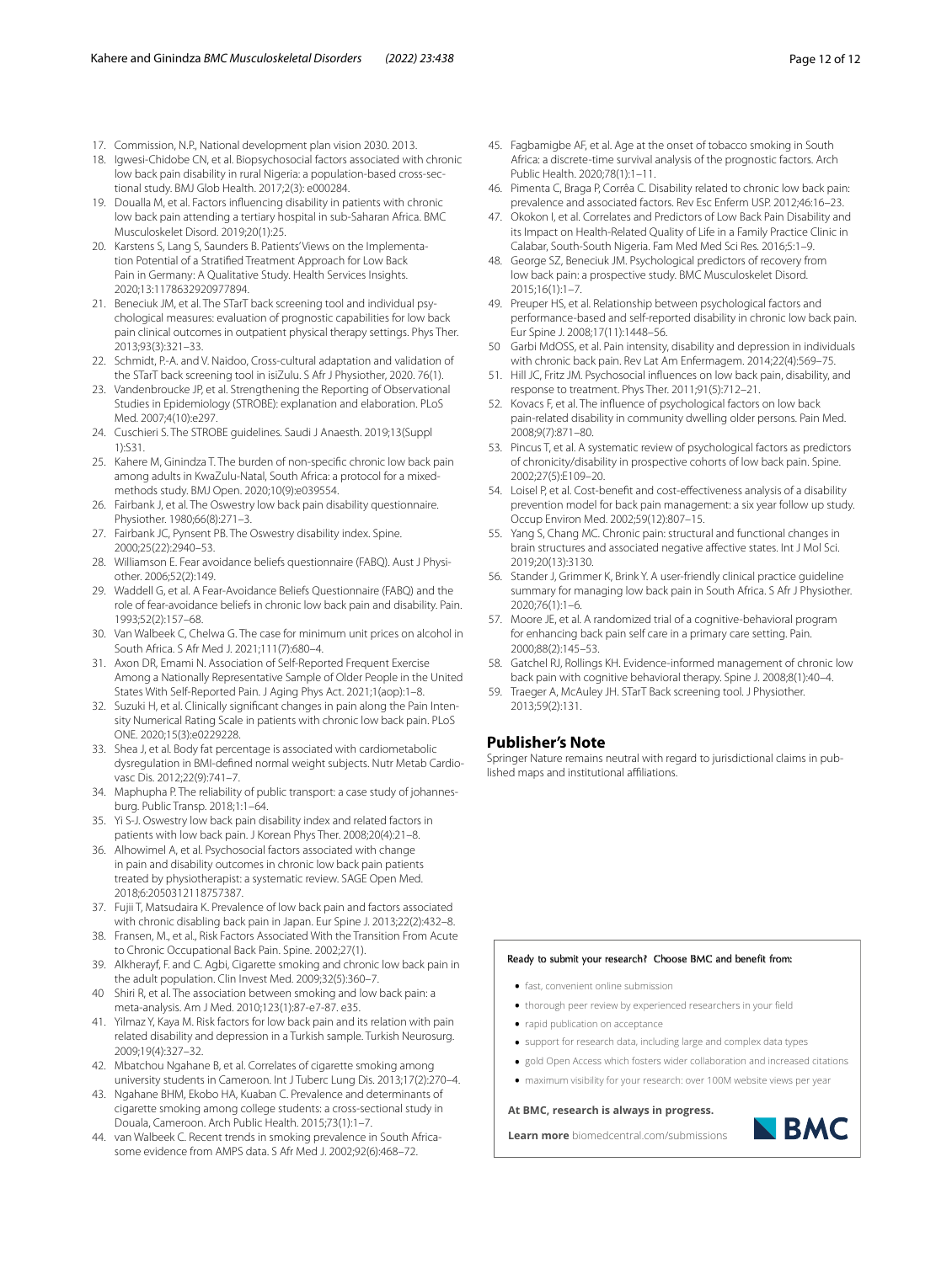17. Commission, N.P., National development plan vision 2030. 2013.
18. Igwesi-Chidobe CN, et al. Biopsychosocial factors associated with chronic low back pain disability in rural Nigeria: a population-based cross-sectional study. BMJ Glob Health. 2017;2(3): e000284.
19. Doualla M, et al. Factors influencing disability in patients with chronic low back pain attending a tertiary hospital in sub-Saharan Africa. BMC Musculoskelet Disord. 2019;20(1):25.
20. Karstens S, Lang S, Saunders B. Patients' Views on the Implementation Potential of a Stratified Treatment Approach for Low Back Pain in Germany: A Qualitative Study. Health Services Insights. 2020;13:1178632920977894.
21. Beneciuk JM, et al. The STarT back screening tool and individual psychological measures: evaluation of prognostic capabilities for low back pain clinical outcomes in outpatient physical therapy settings. Phys Ther. 2013;93(3):321–33.
22. Schmidt, P.-A. and V. Naidoo, Cross-cultural adaptation and validation of the STarT back screening tool in isiZulu. S Afr J Physiother, 2020. 76(1).
23. Vandenbroucke JP, et al. Strengthening the Reporting of Observational Studies in Epidemiology (STROBE): explanation and elaboration. PLoS Med. 2007;4(10):e297.
24. Cuschieri S. The STROBE guidelines. Saudi J Anaesth. 2019;13(Suppl 1):S31.
25. Kahere M, Ginindza T. The burden of non-specific chronic low back pain among adults in KwaZulu-Natal, South Africa: a protocol for a mixed-methods study. BMJ Open. 2020;10(9):e039554.
26. Fairbank J, et al. The Oswestry low back pain disability questionnaire. Physiother. 1980;66(8):271–3.
27. Fairbank JC, Pynsent PB. The Oswestry disability index. Spine. 2000;25(22):2940–53.
28. Williamson E. Fear avoidance beliefs questionnaire (FABQ). Aust J Physiother. 2006;52(2):149.
29. Waddell G, et al. A Fear-Avoidance Beliefs Questionnaire (FABQ) and the role of fear-avoidance beliefs in chronic low back pain and disability. Pain. 1993;52(2):157–68.
30. Van Walbeek C, Chelwa G. The case for minimum unit prices on alcohol in South Africa. S Afr Med J. 2021;111(7):680–4.
31. Axon DR, Emami N. Association of Self-Reported Frequent Exercise Among a Nationally Representative Sample of Older People in the United States With Self-Reported Pain. J Aging Phys Act. 2021;1(aop):1–8.
32. Suzuki H, et al. Clinically significant changes in pain along the Pain Intensity Numerical Rating Scale in patients with chronic low back pain. PLoS ONE. 2020;15(3):e0229228.
33. Shea J, et al. Body fat percentage is associated with cardiometabolic dysregulation in BMI-defined normal weight subjects. Nutr Metab Cardiovasc Dis. 2012;22(9):741–7.
34. Maphupha P. The reliability of public transport: a case study of johannesburg. Public Transp. 2018;1:1–64.
35. Yi S-J. Oswestry low back pain disability index and related factors in patients with low back pain. J Korean Phys Ther. 2008;20(4):21–8.
36. Alhowimel A, et al. Psychosocial factors associated with change in pain and disability outcomes in chronic low back pain patients treated by physiotherapist: a systematic review. SAGE Open Med. 2018;6:2050312118757387.
37. Fujii T, Matsudaira K. Prevalence of low back pain and factors associated with chronic disabling back pain in Japan. Eur Spine J. 2013;22(2):432–8.
38. Fransen, M., et al., Risk Factors Associated With the Transition From Acute to Chronic Occupational Back Pain. Spine. 2002;27(1).
39. Alkherayf, F. and C. Agbi, Cigarette smoking and chronic low back pain in the adult population. Clin Invest Med. 2009;32(5):360–7.
40. Shiri R, et al. The association between smoking and low back pain: a meta-analysis. Am J Med. 2010;123(1):87-e7-87. e35.
41. Yilmaz Y, Kaya M. Risk factors for low back pain and its relation with pain related disability and depression in a Turkish sample. Turkish Neurosurg. 2009;19(4):327–32.
42. Mbatchou Ngahane B, et al. Correlates of cigarette smoking among university students in Cameroon. Int J Tuberc Lung Dis. 2013;17(2):270–4.
43. Ngahane BHM, Ekobo HA, Kuaban C. Prevalence and determinants of cigarette smoking among college students: a cross-sectional study in Douala, Cameroon. Arch Public Health. 2015;73(1):1–7.
44. van Walbeek C. Recent trends in smoking prevalence in South Africa-some evidence from AMPS data. S Afr Med J. 2002;92(6):468–72.
45. Fagbamigbe AF, et al. Age at the onset of tobacco smoking in South Africa: a discrete-time survival analysis of the prognostic factors. Arch Public Health. 2020;78(1):1–11.
46. Pimenta C, Braga P, Corrêa C. Disability related to chronic low back pain: prevalence and associated factors. Rev Esc Enferm USP. 2012;46:16–23.
47. Okokon I, et al. Correlates and Predictors of Low Back Pain Disability and its Impact on Health-Related Quality of Life in a Family Practice Clinic in Calabar, South-South Nigeria. Fam Med Med Sci Res. 2016;5:1–9.
48. George SZ, Beneciuk JM. Psychological predictors of recovery from low back pain: a prospective study. BMC Musculoskelet Disord. 2015;16(1):1–7.
49. Preuper HS, et al. Relationship between psychological factors and performance-based and self-reported disability in chronic low back pain. Eur Spine J. 2008;17(11):1448–56.
50. Garbi MdOSS, et al. Pain intensity, disability and depression in individuals with chronic back pain. Rev Lat Am Enfermagem. 2014;22(4):569–75.
51. Hill JC, Fritz JM. Psychosocial influences on low back pain, disability, and response to treatment. Phys Ther. 2011;91(5):712–21.
52. Kovacs F, et al. The influence of psychological factors on low back pain-related disability in community dwelling older persons. Pain Med. 2008;9(7):871–80.
53. Pincus T, et al. A systematic review of psychological factors as predictors of chronicity/disability in prospective cohorts of low back pain. Spine. 2002;27(5):E109–20.
54. Loisel P, et al. Cost-benefit and cost-effectiveness analysis of a disability prevention model for back pain management: a six year follow up study. Occup Environ Med. 2002;59(12):807–15.
55. Yang S, Chang MC. Chronic pain: structural and functional changes in brain structures and associated negative affective states. Int J Mol Sci. 2019;20(13):3130.
56. Stander J, Grimmer K, Brink Y. A user-friendly clinical practice guideline summary for managing low back pain in South Africa. S Afr J Physiother. 2020;76(1):1–6.
57. Moore JE, et al. A randomized trial of a cognitive-behavioral program for enhancing back pain self care in a primary care setting. Pain. 2000;88(2):145–53.
58. Gatchel RJ, Rollings KH. Evidence-informed management of chronic low back pain with cognitive behavioral therapy. Spine J. 2008;8(1):40–4.
59. Traeger A, McAuley JH. STarT Back screening tool. J Physiother. 2013;59(2):131.

## Publisher's Note

Springer Nature remains neutral with regard to jurisdictional claims in published maps and institutional affiliations.

Ready to submit your research? Choose BMC and benefit from:

- fast, convenient online submission
- thorough peer review by experienced researchers in your field
- rapid publication on acceptance
- support for research data, including large and complex data types
- gold Open Access which fosters wider collaboration and increased citations
- maximum visibility for your research: over 100M website views per year

**At BMC, research is always in progress.**

**Learn more** biomedcentral.com/submissions